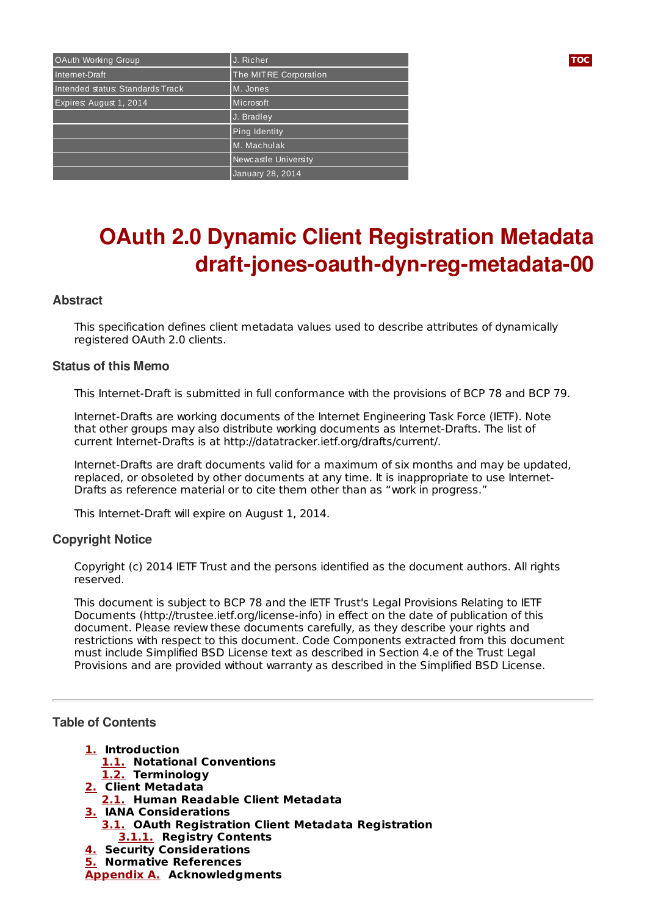| OAuth Working Group | J. Richer |
| --- | --- |
| Internet-Draft | The MITRE Corporation |
| Intended status: Standards Track | M. Jones |
| Expires: August 1, 2014 | Microsoft |
| | J. Bradley |
| | Ping Identity |
| | M. Machulak |
| | Newcastle University |
| | January 28, 2014 |

# OAuth 2.0 Dynamic Client Registration Metadata
# draft-jones-oauth-dyn-reg-metadata-00

## Abstract

This specification defines client metadata values used to describe attributes of dynamically registered OAuth 2.0 clients.

## Status of this Memo

This Internet-Draft is submitted in full conformance with the provisions of BCP 78 and BCP 79.

Internet-Drafts are working documents of the Internet Engineering Task Force (IETF). Note that other groups may also distribute working documents as Internet-Drafts. The list of current Internet-Drafts is at http://datatracker.ietf.org/drafts/current/.

Internet-Drafts are draft documents valid for a maximum of six months and may be updated, replaced, or obsoleted by other documents at any time. It is inappropriate to use Internet-Drafts as reference material or to cite them other than as “work in progress.”

This Internet-Draft will expire on August 1, 2014.

## Copyright Notice

Copyright (c) 2014 IETF Trust and the persons identified as the document authors. All rights reserved.

This document is subject to BCP 78 and the IETF Trust's Legal Provisions Relating to IETF Documents (http://trustee.ietf.org/license-info) in effect on the date of publication of this document. Please review these documents carefully, as they describe your rights and restrictions with respect to this document. Code Components extracted from this document must include Simplified BSD License text as described in Section 4.e of the Trust Legal Provisions and are provided without warranty as described in the Simplified BSD License.

---

## Table of Contents

- **1.** Introduction
  - **1.1.** Notational Conventions
  - **1.2.** Terminology
- **2.** Client Metadata
  - **2.1.** Human Readable Client Metadata
- **3.** IANA Considerations
  - **3.1.** OAuth Registration Client Metadata Registration
    - **3.1.1.** Registry Contents
- **4.** Security Considerations
- **5.** Normative References
- **Appendix A.** Acknowledgments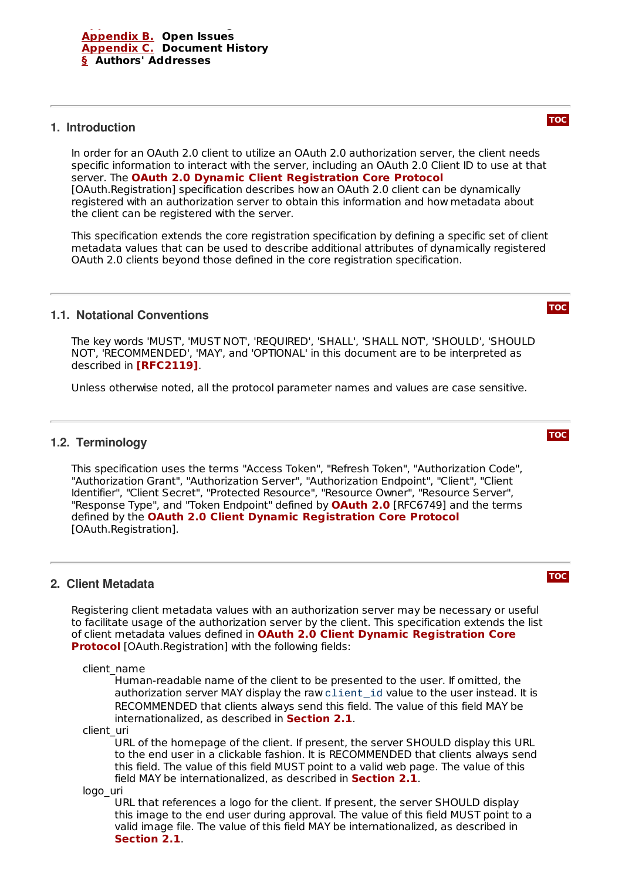Appendix B. Open Issues
Appendix C. Document History
§ Authors' Addresses

## 1. Introduction

In order for an OAuth 2.0 client to utilize an OAuth 2.0 authorization server, the client needs specific information to interact with the server, including an OAuth 2.0 Client ID to use at that server. The **OAuth 2.0 Dynamic Client Registration Core Protocol** [OAuth.Registration] specification describes how an OAuth 2.0 client can be dynamically registered with an authorization server to obtain this information and how metadata about the client can be registered with the server.

This specification extends the core registration specification by defining a specific set of client metadata values that can be used to describe additional attributes of dynamically registered OAuth 2.0 clients beyond those defined in the core registration specification.

### 1.1. Notational Conventions

The key words 'MUST', 'MUST NOT', 'REQUIRED', 'SHALL', 'SHALL NOT', 'SHOULD', 'SHOULD NOT', 'RECOMMENDED', 'MAY', and 'OPTIONAL' in this document are to be interpreted as described in **[RFC2119]**.

Unless otherwise noted, all the protocol parameter names and values are case sensitive.

### 1.2. Terminology

This specification uses the terms "Access Token", "Refresh Token", "Authorization Code", "Authorization Grant", "Authorization Server", "Authorization Endpoint", "Client", "Client Identifier", "Client Secret", "Protected Resource", "Resource Owner", "Resource Server", "Response Type", and "Token Endpoint" defined by **OAuth 2.0** [RFC6749] and the terms defined by the **OAuth 2.0 Client Dynamic Registration Core Protocol** [OAuth.Registration].

## 2. Client Metadata

Registering client metadata values with an authorization server may be necessary or useful to facilitate usage of the authorization server by the client. This specification extends the list of client metadata values defined in **OAuth 2.0 Client Dynamic Registration Core Protocol** [OAuth.Registration] with the following fields:

client_name
: Human-readable name of the client to be presented to the user. If omitted, the authorization server MAY display the raw `client_id` value to the user instead. It is RECOMMENDED that clients always send this field. The value of this field MAY be internationalized, as described in **Section 2.1**.

client_uri
: URL of the homepage of the client. If present, the server SHOULD display this URL to the end user in a clickable fashion. It is RECOMMENDED that clients always send this field. The value of this field MUST point to a valid web page. The value of this field MAY be internationalized, as described in **Section 2.1**.

logo_uri
: URL that references a logo for the client. If present, the server SHOULD display this image to the end user during approval. The value of this field MUST point to a valid image file. The value of this field MAY be internationalized, as described in **Section 2.1**.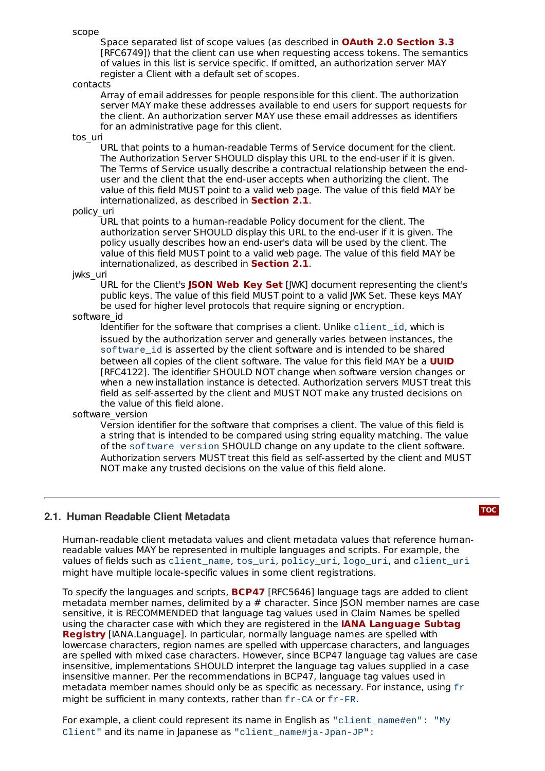scope
: Space separated list of scope values (as described in **OAuth 2.0 Section 3.3** [RFC6749]) that the client can use when requesting access tokens. The semantics of values in this list is service specific. If omitted, an authorization server MAY register a Client with a default set of scopes.

contacts
: Array of email addresses for people responsible for this client. The authorization server MAY make these addresses available to end users for support requests for the client. An authorization server MAY use these email addresses as identifiers for an administrative page for this client.

tos_uri
: URL that points to a human-readable Terms of Service document for the client. The Authorization Server SHOULD display this URL to the end-user if it is given. The Terms of Service usually describe a contractual relationship between the end-user and the client that the end-user accepts when authorizing the client. The value of this field MUST point to a valid web page. The value of this field MAY be internationalized, as described in **Section 2.1**.

policy_uri
: URL that points to a human-readable Policy document for the client. The authorization server SHOULD display this URL to the end-user if it is given. The policy usually describes how an end-user's data will be used by the client. The value of this field MUST point to a valid web page. The value of this field MAY be internationalized, as described in **Section 2.1**.

jwks_uri
: URL for the Client's **JSON Web Key Set** [JWK] document representing the client's public keys. The value of this field MUST point to a valid JWK Set. These keys MAY be used for higher level protocols that require signing or encryption.

software_id
: Identifier for the software that comprises a client. Unlike `client_id`, which is issued by the authorization server and generally varies between instances, the `software_id` is asserted by the client software and is intended to be shared between all copies of the client software. The value for this field MAY be a **UUID** [RFC4122]. The identifier SHOULD NOT change when software version changes or when a new installation instance is detected. Authorization servers MUST treat this field as self-asserted by the client and MUST NOT make any trusted decisions on the value of this field alone.

software_version
: Version identifier for the software that comprises a client. The value of this field is a string that is intended to be compared using string equality matching. The value of the `software_version` SHOULD change on any update to the client software. Authorization servers MUST treat this field as self-asserted by the client and MUST NOT make any trusted decisions on the value of this field alone.

---

## 2.1. Human Readable Client Metadata

Human-readable client metadata values and client metadata values that reference human-readable values MAY be represented in multiple languages and scripts. For example, the values of fields such as `client_name`, `tos_uri`, `policy_uri`, `logo_uri`, and `client_uri` might have multiple locale-specific values in some client registrations.

To specify the languages and scripts, **BCP47** [RFC5646] language tags are added to client metadata member names, delimited by a # character. Since JSON member names are case sensitive, it is RECOMMENDED that language tag values used in Claim Names be spelled using the character case with which they are registered in the **IANA Language Subtag Registry** [IANA.Language]. In particular, normally language names are spelled with lowercase characters, region names are spelled with uppercase characters, and languages are spelled with mixed case characters. However, since BCP47 language tag values are case insensitive, implementations SHOULD interpret the language tag values supplied in a case insensitive manner. Per the recommendations in BCP47, language tag values used in metadata member names should only be as specific as necessary. For instance, using `fr` might be sufficient in many contexts, rather than `fr-CA` or `fr-FR`.

For example, a client could represent its name in English as `"client_name#en": "My Client"` and its name in Japanese as `"client_name#ja-Jpan-JP":`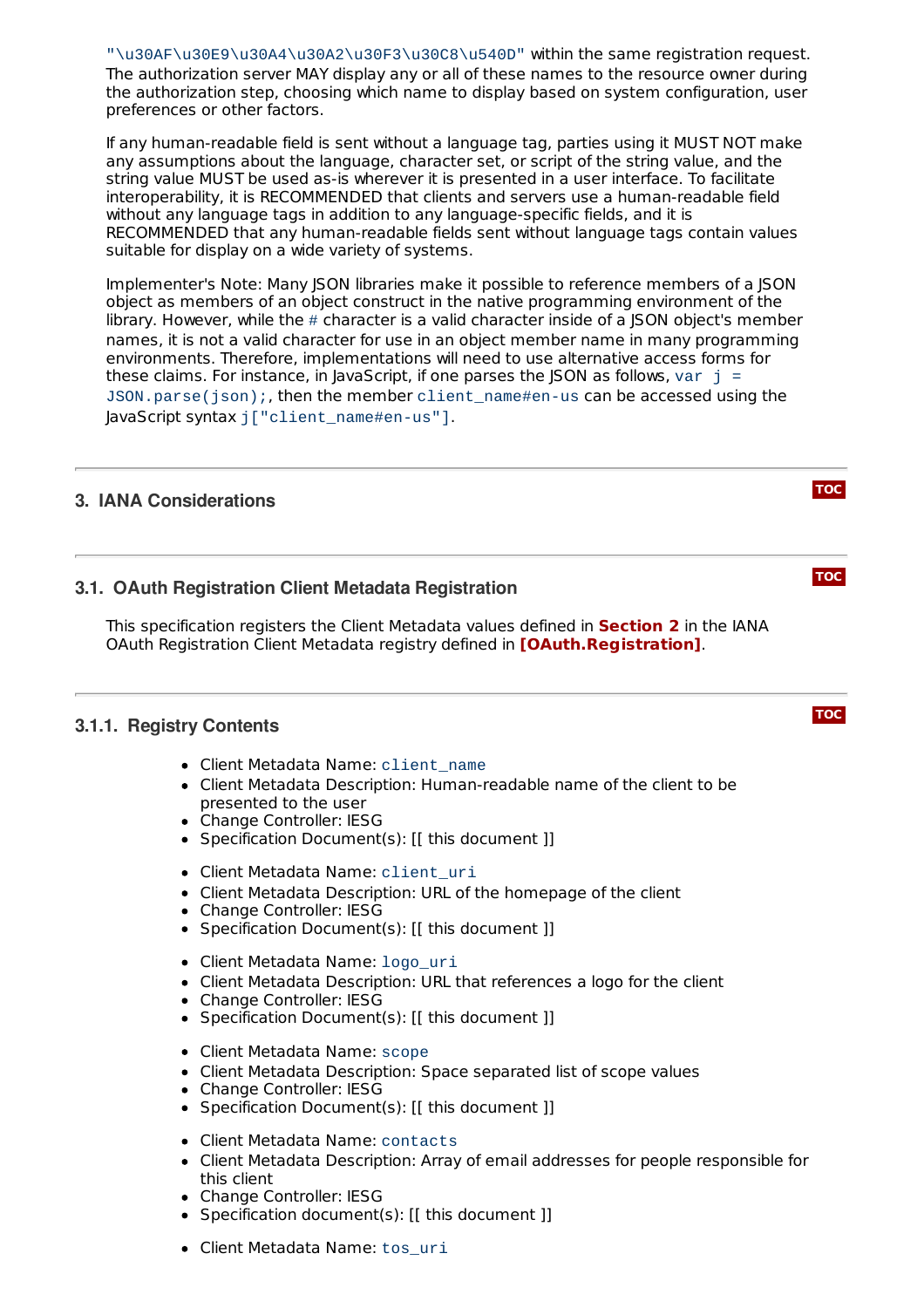`"\u30AF\u30E9\u30A4\u30A2\u30F3\u30C8\u540D"` within the same registration request. The authorization server MAY display any or all of these names to the resource owner during the authorization step, choosing which name to display based on system configuration, user preferences or other factors.

If any human-readable field is sent without a language tag, parties using it MUST NOT make any assumptions about the language, character set, or script of the string value, and the string value MUST be used as-is wherever it is presented in a user interface. To facilitate interoperability, it is RECOMMENDED that clients and servers use a human-readable field without any language tags in addition to any language-specific fields, and it is RECOMMENDED that any human-readable fields sent without language tags contain values suitable for display on a wide variety of systems.

Implementer's Note: Many JSON libraries make it possible to reference members of a JSON object as members of an object construct in the native programming environment of the library. However, while the `#` character is a valid character inside of a JSON object's member names, it is not a valid character for use in an object member name in many programming environments. Therefore, implementations will need to use alternative access forms for these claims. For instance, in JavaScript, if one parses the JSON as follows, `var j = JSON.parse(json);`, then the member `client_name#en-us` can be accessed using the JavaScript syntax `j["client_name#en-us"]`.

## 3. IANA Considerations

### 3.1. OAuth Registration Client Metadata Registration

This specification registers the Client Metadata values defined in **Section 2** in the IANA OAuth Registration Client Metadata registry defined in **[OAuth.Registration]**.

#### 3.1.1. Registry Contents

- Client Metadata Name: `client_name`
- Client Metadata Description: Human-readable name of the client to be presented to the user
- Change Controller: IESG
- Specification Document(s): [[ this document ]]

- Client Metadata Name: `client_uri`
- Client Metadata Description: URL of the homepage of the client
- Change Controller: IESG
- Specification Document(s): [[ this document ]]

- Client Metadata Name: `logo_uri`
- Client Metadata Description: URL that references a logo for the client
- Change Controller: IESG
- Specification Document(s): [[ this document ]]

- Client Metadata Name: `scope`
- Client Metadata Description: Space separated list of scope values
- Change Controller: IESG
- Specification Document(s): [[ this document ]]

- Client Metadata Name: `contacts`
- Client Metadata Description: Array of email addresses for people responsible for this client
- Change Controller: IESG
- Specification document(s): [[ this document ]]

- Client Metadata Name: `tos_uri`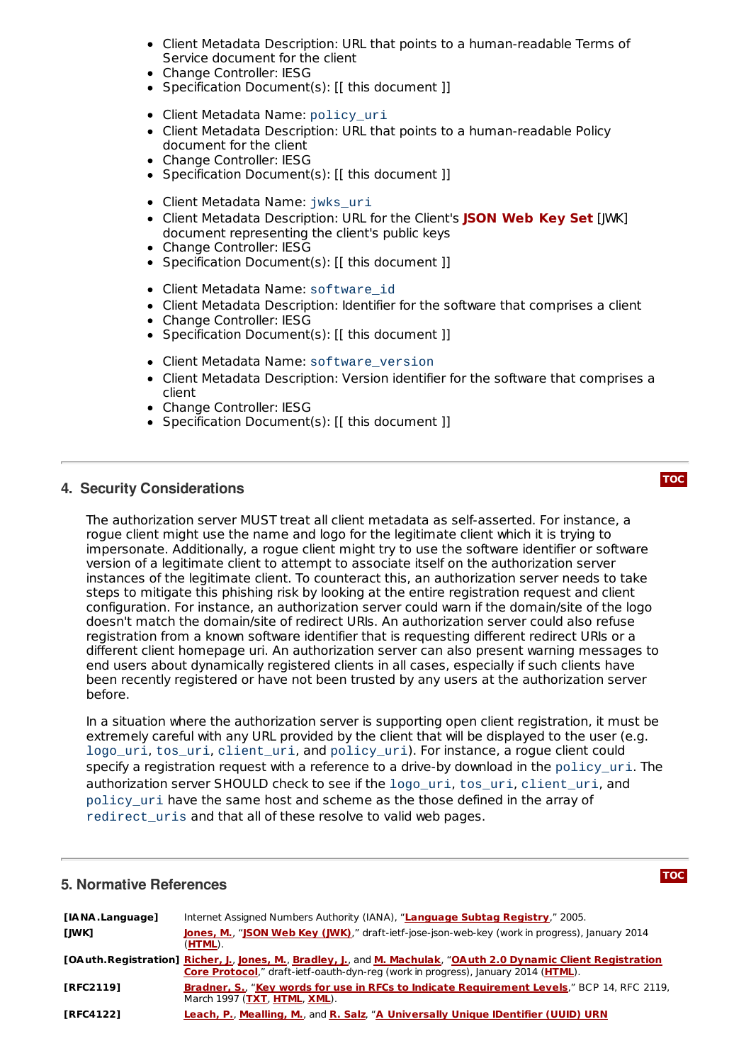- Client Metadata Description: URL that points to a human-readable Terms of Service document for the client
- Change Controller: IESG
- Specification Document(s): [[ this document ]]

- Client Metadata Name: `policy_uri`
- Client Metadata Description: URL that points to a human-readable Policy document for the client
- Change Controller: IESG
- Specification Document(s): [[ this document ]]

- Client Metadata Name: `jwks_uri`
- Client Metadata Description: URL for the Client's **JSON Web Key Set** [JWK] document representing the client's public keys
- Change Controller: IESG
- Specification Document(s): [[ this document ]]

- Client Metadata Name: `software_id`
- Client Metadata Description: Identifier for the software that comprises a client
- Change Controller: IESG
- Specification Document(s): [[ this document ]]

- Client Metadata Name: `software_version`
- Client Metadata Description: Version identifier for the software that comprises a client
- Change Controller: IESG
- Specification Document(s): [[ this document ]]

## 4. Security Considerations

The authorization server MUST treat all client metadata as self-asserted. For instance, a rogue client might use the name and logo for the legitimate client which it is trying to impersonate. Additionally, a rogue client might try to use the software identifier or software version of a legitimate client to attempt to associate itself on the authorization server instances of the legitimate client. To counteract this, an authorization server needs to take steps to mitigate this phishing risk by looking at the entire registration request and client configuration. For instance, an authorization server could warn if the domain/site of the logo doesn't match the domain/site of redirect URIs. An authorization server could also refuse registration from a known software identifier that is requesting different redirect URIs or a different client homepage uri. An authorization server can also present warning messages to end users about dynamically registered clients in all cases, especially if such clients have been recently registered or have not been trusted by any users at the authorization server before.

In a situation where the authorization server is supporting open client registration, it must be extremely careful with any URL provided by the client that will be displayed to the user (e.g. `logo_uri`, `tos_uri`, `client_uri`, and `policy_uri`). For instance, a rogue client could specify a registration request with a reference to a drive-by download in the `policy_uri`. The authorization server SHOULD check to see if the `logo_uri`, `tos_uri`, `client_uri`, and `policy_uri` have the same host and scheme as the those defined in the array of `redirect_uris` and that all of these resolve to valid web pages.

## 5. Normative References

| | |
|---|---|
| **[IANA.Language]** | Internet Assigned Numbers Authority (IANA), "Language Subtag Registry," 2005. |
| **[JWK]** | Jones, M., "JSON Web Key (JWK)," draft-ietf-jose-json-web-key (work in progress), January 2014 (HTML). |
| **[OAuth.Registration]** | Richer, J., Jones, M., Bradley, J., and M. Machulak, "OAuth 2.0 Dynamic Client Registration Core Protocol," draft-ietf-oauth-dyn-reg (work in progress), January 2014 (HTML). |
| **[RFC2119]** | Bradner, S., "Key words for use in RFCs to Indicate Requirement Levels," BCP 14, RFC 2119, March 1997 (TXT, HTML, XML). |
| **[RFC4122]** | Leach, P., Mealling, M., and R. Salz, "A Universally Unique IDentifier (UUID) URN |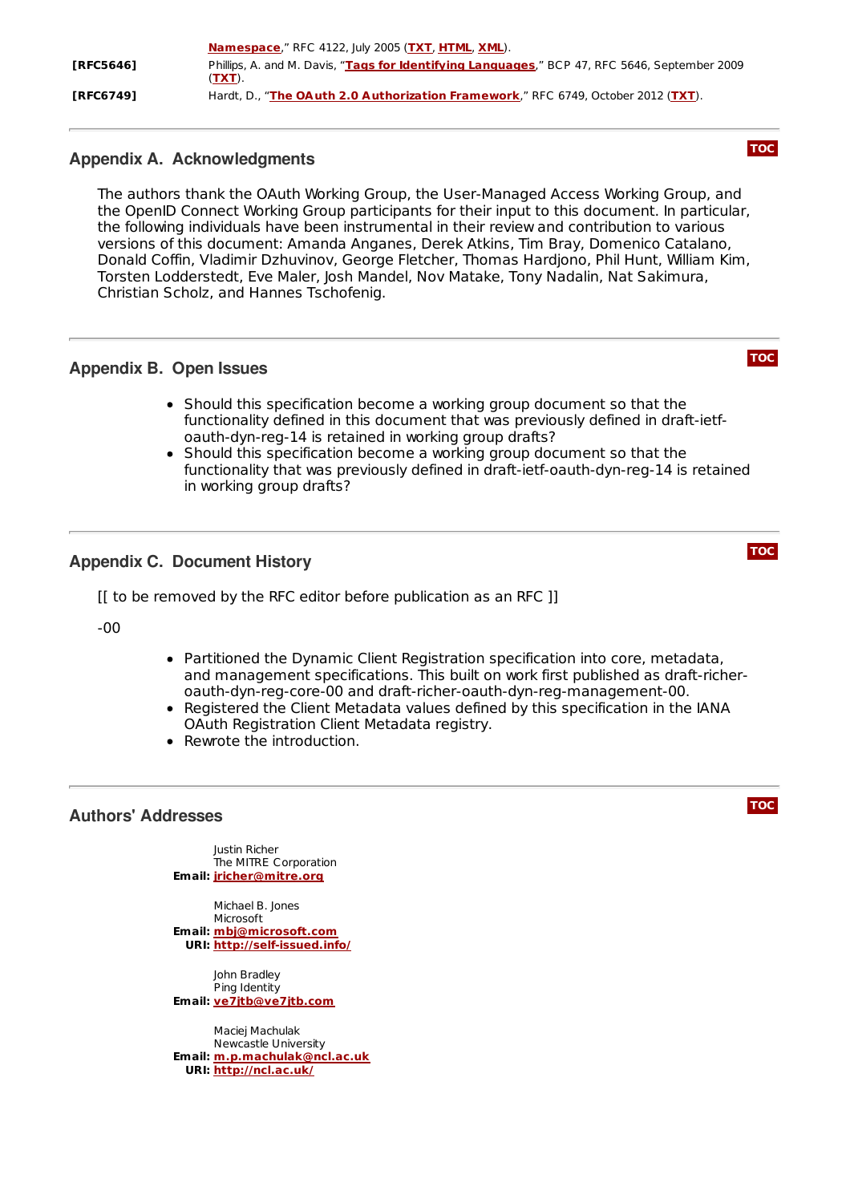Namespace," RFC 4122, July 2005 (TXT, HTML, XML).

**[RFC5646]** Phillips, A. and M. Davis, "Tags for Identifying Languages," BCP 47, RFC 5646, September 2009 (TXT).

**[RFC6749]** Hardt, D., "The OAuth 2.0 Authorization Framework," RFC 6749, October 2012 (TXT).

## Appendix A. Acknowledgments

The authors thank the OAuth Working Group, the User-Managed Access Working Group, and the OpenID Connect Working Group participants for their input to this document. In particular, the following individuals have been instrumental in their review and contribution to various versions of this document: Amanda Anganes, Derek Atkins, Tim Bray, Domenico Catalano, Donald Coffin, Vladimir Dzhuvinov, George Fletcher, Thomas Hardjono, Phil Hunt, William Kim, Torsten Lodderstedt, Eve Maler, Josh Mandel, Nov Matake, Tony Nadalin, Nat Sakimura, Christian Scholz, and Hannes Tschofenig.

## Appendix B. Open Issues

- Should this specification become a working group document so that the functionality defined in this document that was previously defined in draft-ietf-oauth-dyn-reg-14 is retained in working group drafts?
- Should this specification become a working group document so that the functionality that was previously defined in draft-ietf-oauth-dyn-reg-14 is retained in working group drafts?

## Appendix C. Document History

[[ to be removed by the RFC editor before publication as an RFC ]]

-00

- Partitioned the Dynamic Client Registration specification into core, metadata, and management specifications. This built on work first published as draft-richer-oauth-dyn-reg-core-00 and draft-richer-oauth-dyn-reg-management-00.
- Registered the Client Metadata values defined by this specification in the IANA OAuth Registration Client Metadata registry.
- Rewrote the introduction.

## Authors' Addresses

Justin Richer
The MITRE Corporation
**Email:** jricher@mitre.org

Michael B. Jones
Microsoft
**Email:** mbj@microsoft.com
**URI:** http://self-issued.info/

John Bradley
Ping Identity
**Email:** ve7jtb@ve7jtb.com

Maciej Machulak
Newcastle University
**Email:** m.p.machulak@ncl.ac.uk
**URI:** http://ncl.ac.uk/